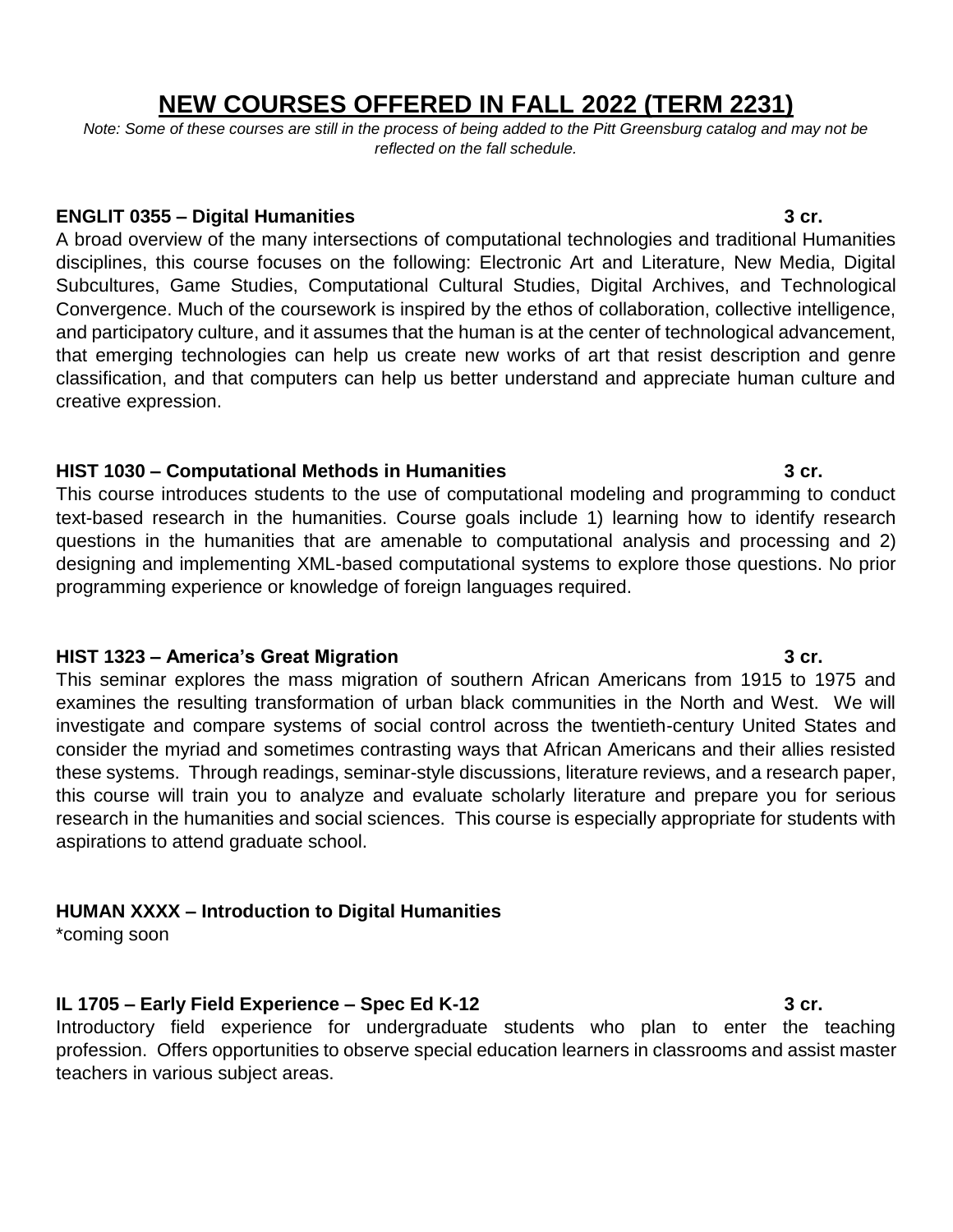# NEW COURSES OFFERED IN FALL 2022 (TERM 2231)

*Note: Some of these courses are still in the process of being added to the Pitt Greensburg catalog and may not be reflected on the fall schedule.*

**ENGLIT 0355 – Digital Humanities** **3 cr.**

A broad overview of the many intersections of computational technologies and traditional Humanities disciplines, this course focuses on the following: Electronic Art and Literature, New Media, Digital Subcultures, Game Studies, Computational Cultural Studies, Digital Archives, and Technological Convergence. Much of the coursework is inspired by the ethos of collaboration, collective intelligence, and participatory culture, and it assumes that the human is at the center of technological advancement, that emerging technologies can help us create new works of art that resist description and genre classification, and that computers can help us better understand and appreciate human culture and creative expression.

**HIST 1030 – Computational Methods in Humanities** **3 cr.**

This course introduces students to the use of computational modeling and programming to conduct text-based research in the humanities. Course goals include 1) learning how to identify research questions in the humanities that are amenable to computational analysis and processing and 2) designing and implementing XML-based computational systems to explore those questions. No prior programming experience or knowledge of foreign languages required.

**HIST 1323 – America's Great Migration** **3 cr.**

This seminar explores the mass migration of southern African Americans from 1915 to 1975 and examines the resulting transformation of urban black communities in the North and West. We will investigate and compare systems of social control across the twentieth-century United States and consider the myriad and sometimes contrasting ways that African Americans and their allies resisted these systems. Through readings, seminar-style discussions, literature reviews, and a research paper, this course will train you to analyze and evaluate scholarly literature and prepare you for serious research in the humanities and social sciences. This course is especially appropriate for students with aspirations to attend graduate school.

**HUMAN XXXX – Introduction to Digital Humanities**

*coming soon

**IL 1705 – Early Field Experience – Spec Ed K-12** **3 cr.**

Introductory field experience for undergraduate students who plan to enter the teaching profession. Offers opportunities to observe special education learners in classrooms and assist master teachers in various subject areas.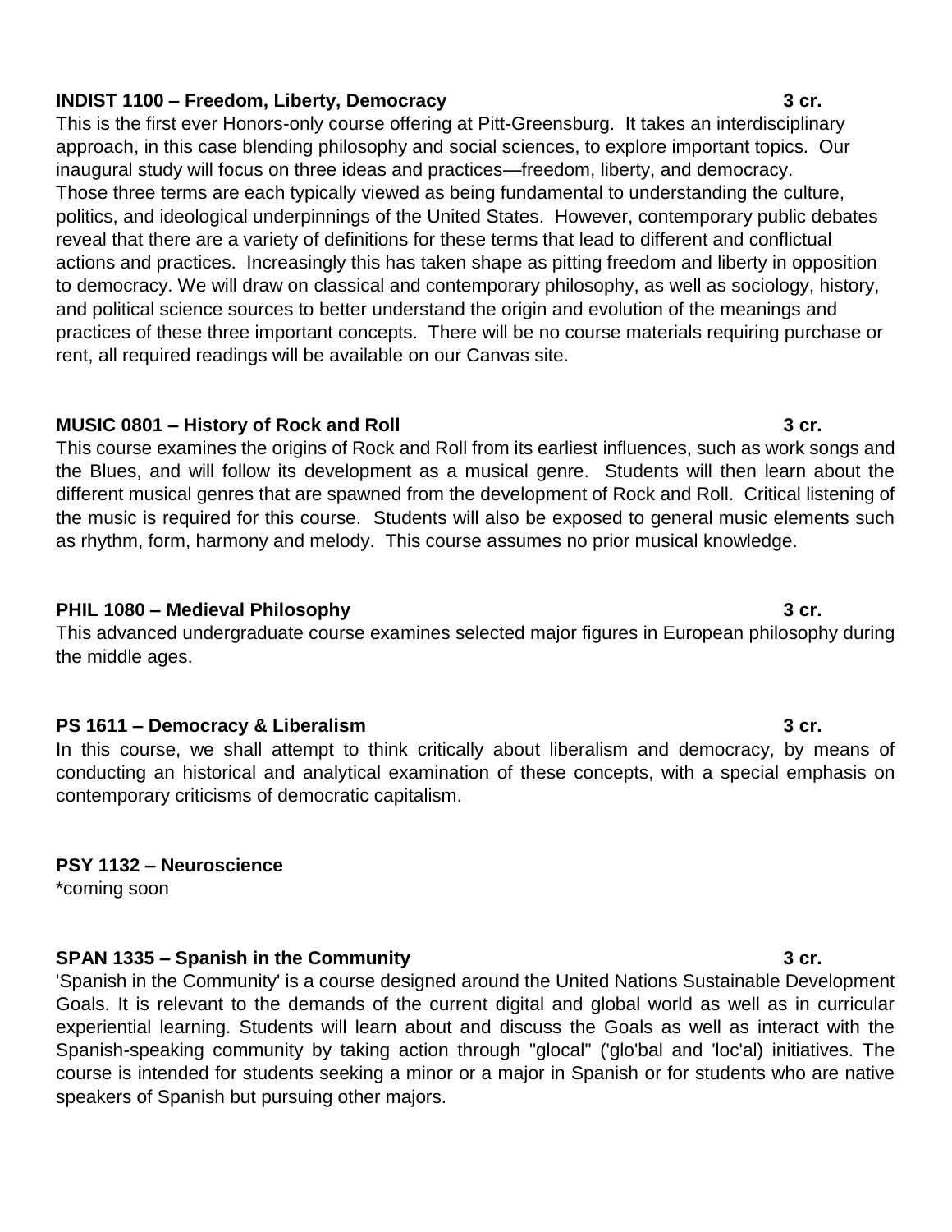**INDIST 1100 – Freedom, Liberty, Democracy** **3 cr.**

This is the first ever Honors-only course offering at Pitt-Greensburg. It takes an interdisciplinary approach, in this case blending philosophy and social sciences, to explore important topics. Our inaugural study will focus on three ideas and practices—freedom, liberty, and democracy. Those three terms are each typically viewed as being fundamental to understanding the culture, politics, and ideological underpinnings of the United States. However, contemporary public debates reveal that there are a variety of definitions for these terms that lead to different and conflictual actions and practices. Increasingly this has taken shape as pitting freedom and liberty in opposition to democracy. We will draw on classical and contemporary philosophy, as well as sociology, history, and political science sources to better understand the origin and evolution of the meanings and practices of these three important concepts. There will be no course materials requiring purchase or rent, all required readings will be available on our Canvas site.

**MUSIC 0801 – History of Rock and Roll** **3 cr.**

This course examines the origins of Rock and Roll from its earliest influences, such as work songs and the Blues, and will follow its development as a musical genre. Students will then learn about the different musical genres that are spawned from the development of Rock and Roll. Critical listening of the music is required for this course. Students will also be exposed to general music elements such as rhythm, form, harmony and melody. This course assumes no prior musical knowledge.

**PHIL 1080 – Medieval Philosophy** **3 cr.**

This advanced undergraduate course examines selected major figures in European philosophy during the middle ages.

**PS 1611 – Democracy & Liberalism** **3 cr.**

In this course, we shall attempt to think critically about liberalism and democracy, by means of conducting an historical and analytical examination of these concepts, with a special emphasis on contemporary criticisms of democratic capitalism.

**PSY 1132 – Neuroscience**

*coming soon

**SPAN 1335 – Spanish in the Community** **3 cr.**

'Spanish in the Community' is a course designed around the United Nations Sustainable Development Goals. It is relevant to the demands of the current digital and global world as well as in curricular experiential learning. Students will learn about and discuss the Goals as well as interact with the Spanish-speaking community by taking action through "glocal" ('glo'bal and 'loc'al) initiatives. The course is intended for students seeking a minor or a major in Spanish or for students who are native speakers of Spanish but pursuing other majors.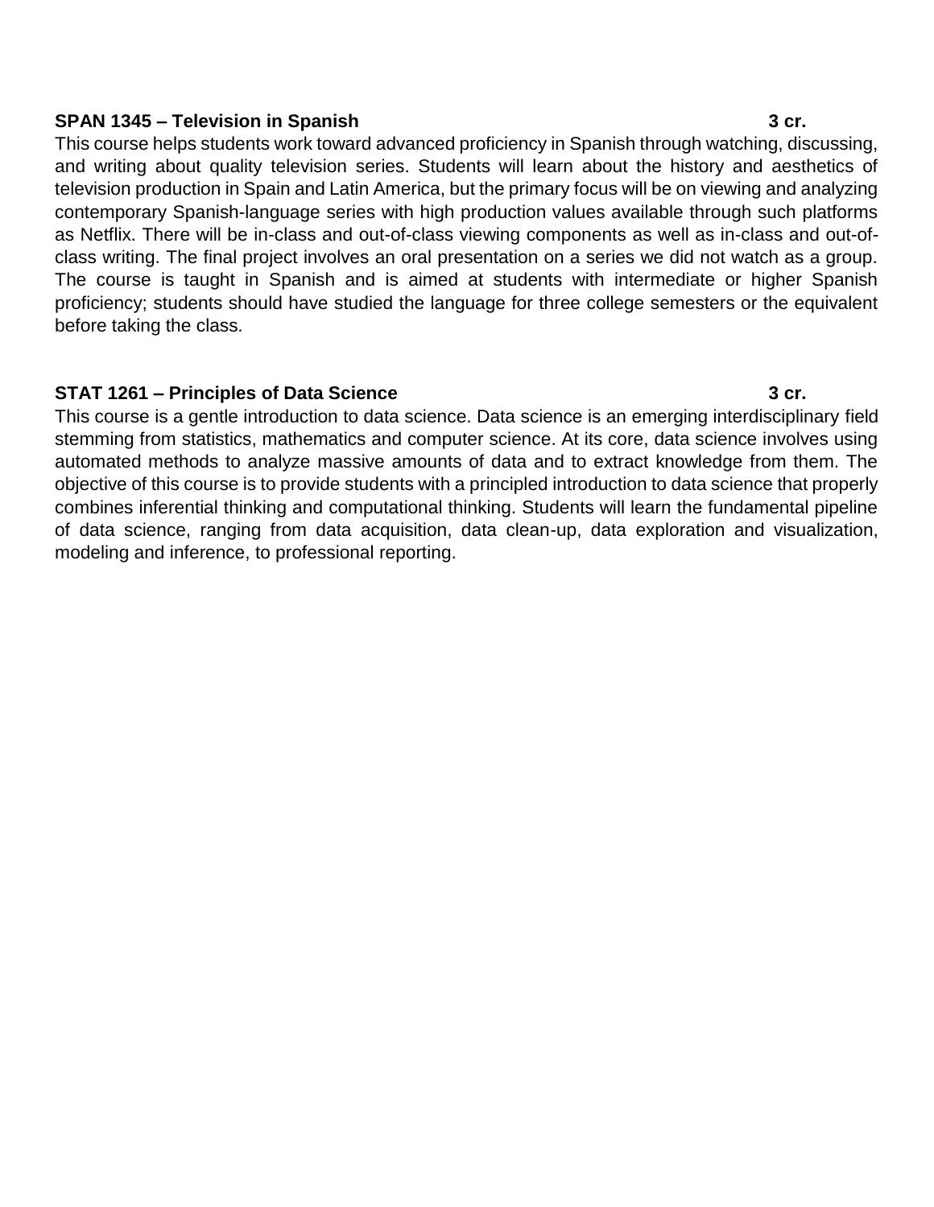**SPAN 1345 – Television in Spanish** **3 cr.**

This course helps students work toward advanced proficiency in Spanish through watching, discussing, and writing about quality television series. Students will learn about the history and aesthetics of television production in Spain and Latin America, but the primary focus will be on viewing and analyzing contemporary Spanish-language series with high production values available through such platforms as Netflix. There will be in-class and out-of-class viewing components as well as in-class and out-of-class writing. The final project involves an oral presentation on a series we did not watch as a group. The course is taught in Spanish and is aimed at students with intermediate or higher Spanish proficiency; students should have studied the language for three college semesters or the equivalent before taking the class.

**STAT 1261 – Principles of Data Science** **3 cr.**

This course is a gentle introduction to data science. Data science is an emerging interdisciplinary field stemming from statistics, mathematics and computer science. At its core, data science involves using automated methods to analyze massive amounts of data and to extract knowledge from them. The objective of this course is to provide students with a principled introduction to data science that properly combines inferential thinking and computational thinking. Students will learn the fundamental pipeline of data science, ranging from data acquisition, data clean-up, data exploration and visualization, modeling and inference, to professional reporting.